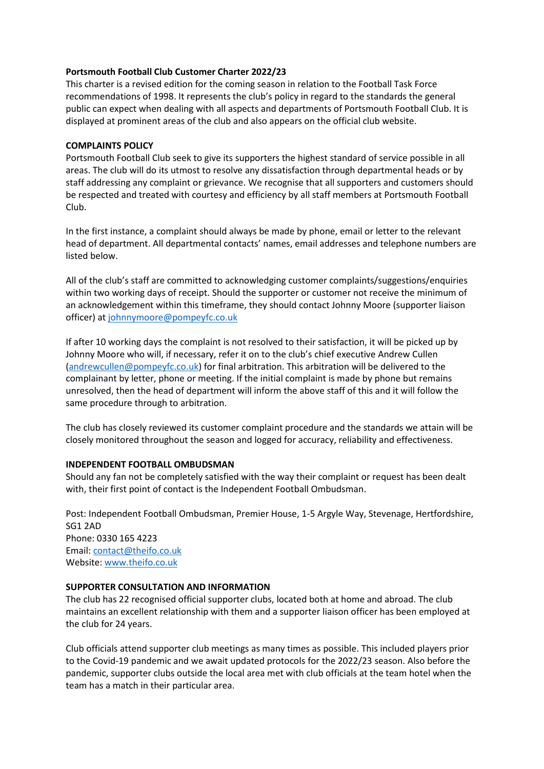# Portsmouth Football Club Customer Charter 2022/23

This charter is a revised edition for the coming season in relation to the Football Task Force recommendations of 1998. It represents the club's policy in regard to the standards the general public can expect when dealing with all aspects and departments of Portsmouth Football Club. It is displayed at prominent areas of the club and also appears on the official club website.

## COMPLAINTS POLICY

Portsmouth Football Club seek to give its supporters the highest standard of service possible in all areas. The club will do its utmost to resolve any dissatisfaction through departmental heads or by staff addressing any complaint or grievance. We recognise that all supporters and customers should be respected and treated with courtesy and efficiency by all staff members at Portsmouth Football Club.

In the first instance, a complaint should always be made by phone, email or letter to the relevant head of department. All departmental contacts' names, email addresses and telephone numbers are listed below.

All of the club's staff are committed to acknowledging customer complaints/suggestions/enquiries within two working days of receipt. Should the supporter or customer not receive the minimum of an acknowledgement within this timeframe, they should contact Johnny Moore (supporter liaison officer) at johnnymoore@pompeyfc.co.uk

If after 10 working days the complaint is not resolved to their satisfaction, it will be picked up by Johnny Moore who will, if necessary, refer it on to the club's chief executive Andrew Cullen (andrewcullen@pompeyfc.co.uk) for final arbitration. This arbitration will be delivered to the complainant by letter, phone or meeting. If the initial complaint is made by phone but remains unresolved, then the head of department will inform the above staff of this and it will follow the same procedure through to arbitration.

The club has closely reviewed its customer complaint procedure and the standards we attain will be closely monitored throughout the season and logged for accuracy, reliability and effectiveness.

## INDEPENDENT FOOTBALL OMBUDSMAN

Should any fan not be completely satisfied with the way their complaint or request has been dealt with, their first point of contact is the Independent Football Ombudsman.

Post: Independent Football Ombudsman, Premier House, 1-5 Argyle Way, Stevenage, Hertfordshire, SG1 2AD
Phone: 0330 165 4223
Email: contact@theifo.co.uk
Website: www.theifo.co.uk

## SUPPORTER CONSULTATION AND INFORMATION

The club has 22 recognised official supporter clubs, located both at home and abroad. The club maintains an excellent relationship with them and a supporter liaison officer has been employed at the club for 24 years.

Club officials attend supporter club meetings as many times as possible. This included players prior to the Covid-19 pandemic and we await updated protocols for the 2022/23 season. Also before the pandemic, supporter clubs outside the local area met with club officials at the team hotel when the team has a match in their particular area.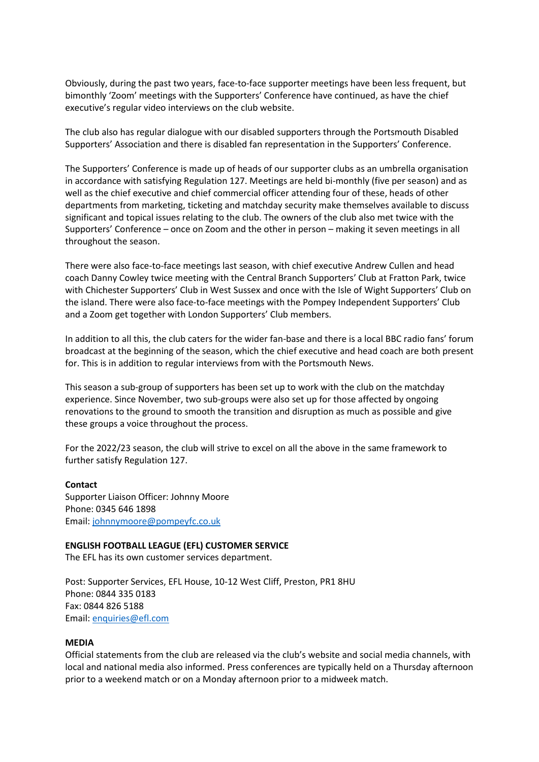Obviously, during the past two years, face-to-face supporter meetings have been less frequent, but bimonthly 'Zoom' meetings with the Supporters' Conference have continued, as have the chief executive's regular video interviews on the club website.

The club also has regular dialogue with our disabled supporters through the Portsmouth Disabled Supporters' Association and there is disabled fan representation in the Supporters' Conference.

The Supporters' Conference is made up of heads of our supporter clubs as an umbrella organisation in accordance with satisfying Regulation 127. Meetings are held bi-monthly (five per season) and as well as the chief executive and chief commercial officer attending four of these, heads of other departments from marketing, ticketing and matchday security make themselves available to discuss significant and topical issues relating to the club. The owners of the club also met twice with the Supporters' Conference – once on Zoom and the other in person – making it seven meetings in all throughout the season.

There were also face-to-face meetings last season, with chief executive Andrew Cullen and head coach Danny Cowley twice meeting with the Central Branch Supporters' Club at Fratton Park, twice with Chichester Supporters' Club in West Sussex and once with the Isle of Wight Supporters' Club on the island. There were also face-to-face meetings with the Pompey Independent Supporters' Club and a Zoom get together with London Supporters' Club members.

In addition to all this, the club caters for the wider fan-base and there is a local BBC radio fans' forum broadcast at the beginning of the season, which the chief executive and head coach are both present for. This is in addition to regular interviews from with the Portsmouth News.

This season a sub-group of supporters has been set up to work with the club on the matchday experience. Since November, two sub-groups were also set up for those affected by ongoing renovations to the ground to smooth the transition and disruption as much as possible and give these groups a voice throughout the process.

For the 2022/23 season, the club will strive to excel on all the above in the same framework to further satisfy Regulation 127.

**Contact**
Supporter Liaison Officer: Johnny Moore
Phone: 0345 646 1898
Email: johnnymoore@pompeyfc.co.uk

**ENGLISH FOOTBALL LEAGUE (EFL) CUSTOMER SERVICE**
The EFL has its own customer services department.

Post: Supporter Services, EFL House, 10-12 West Cliff, Preston, PR1 8HU
Phone: 0844 335 0183
Fax: 0844 826 5188
Email: enquiries@efl.com

**MEDIA**
Official statements from the club are released via the club's website and social media channels, with local and national media also informed. Press conferences are typically held on a Thursday afternoon prior to a weekend match or on a Monday afternoon prior to a midweek match.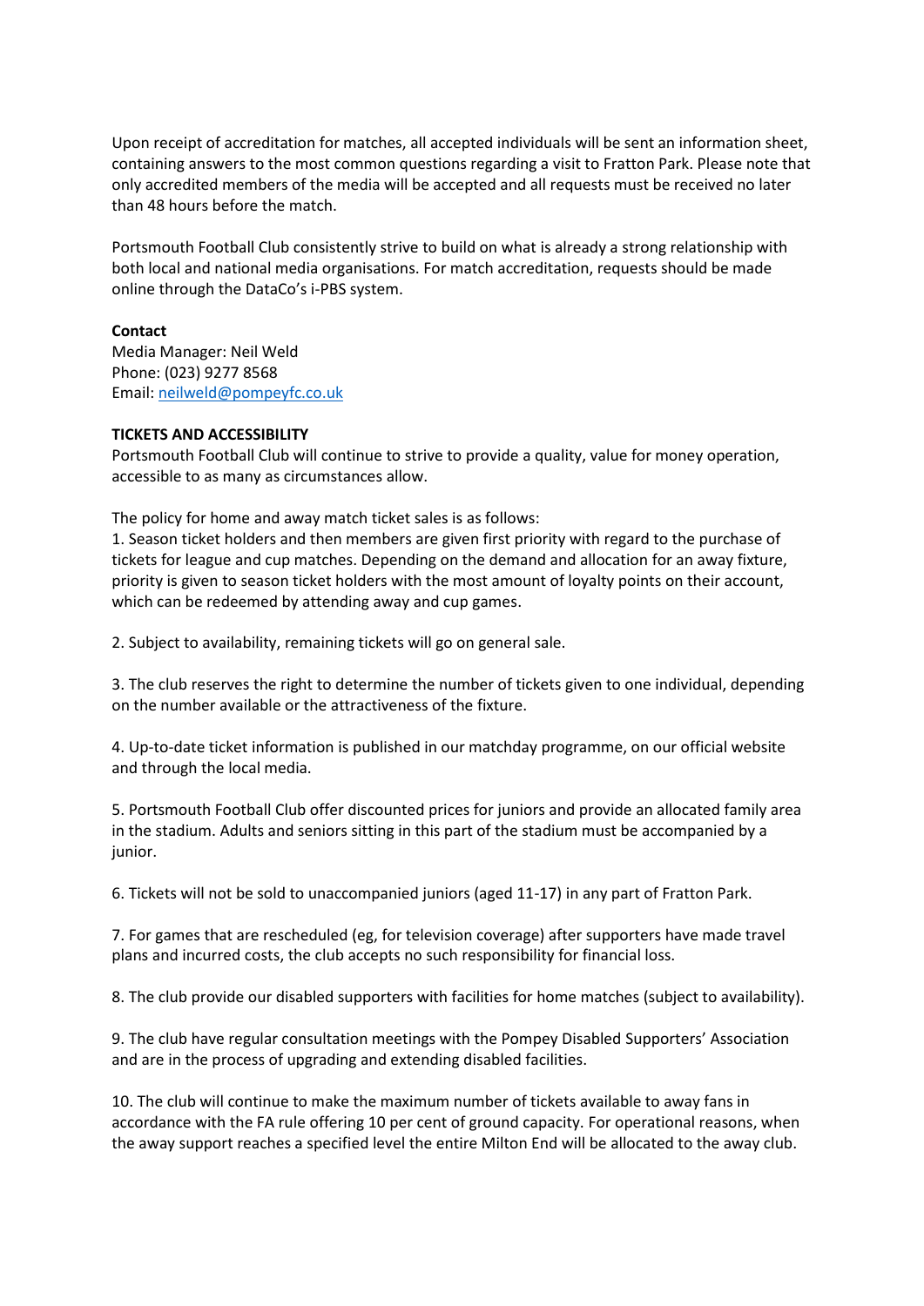Upon receipt of accreditation for matches, all accepted individuals will be sent an information sheet, containing answers to the most common questions regarding a visit to Fratton Park. Please note that only accredited members of the media will be accepted and all requests must be received no later than 48 hours before the match.

Portsmouth Football Club consistently strive to build on what is already a strong relationship with both local and national media organisations. For match accreditation, requests should be made online through the DataCo's i-PBS system.

**Contact**
Media Manager: Neil Weld
Phone: (023) 9277 8568
Email: [neilweld@pompeyfc.co.uk](mailto:neilweld@pompeyfc.co.uk)

**TICKETS AND ACCESSIBILITY**
Portsmouth Football Club will continue to strive to provide a quality, value for money operation, accessible to as many as circumstances allow.

The policy for home and away match ticket sales is as follows:
1. Season ticket holders and then members are given first priority with regard to the purchase of tickets for league and cup matches. Depending on the demand and allocation for an away fixture, priority is given to season ticket holders with the most amount of loyalty points on their account, which can be redeemed by attending away and cup games.

2. Subject to availability, remaining tickets will go on general sale.

3. The club reserves the right to determine the number of tickets given to one individual, depending on the number available or the attractiveness of the fixture.

4. Up-to-date ticket information is published in our matchday programme, on our official website and through the local media.

5. Portsmouth Football Club offer discounted prices for juniors and provide an allocated family area in the stadium. Adults and seniors sitting in this part of the stadium must be accompanied by a junior.

6. Tickets will not be sold to unaccompanied juniors (aged 11-17) in any part of Fratton Park.

7. For games that are rescheduled (eg, for television coverage) after supporters have made travel plans and incurred costs, the club accepts no such responsibility for financial loss.

8. The club provide our disabled supporters with facilities for home matches (subject to availability).

9. The club have regular consultation meetings with the Pompey Disabled Supporters' Association and are in the process of upgrading and extending disabled facilities.

10. The club will continue to make the maximum number of tickets available to away fans in accordance with the FA rule offering 10 per cent of ground capacity. For operational reasons, when the away support reaches a specified level the entire Milton End will be allocated to the away club.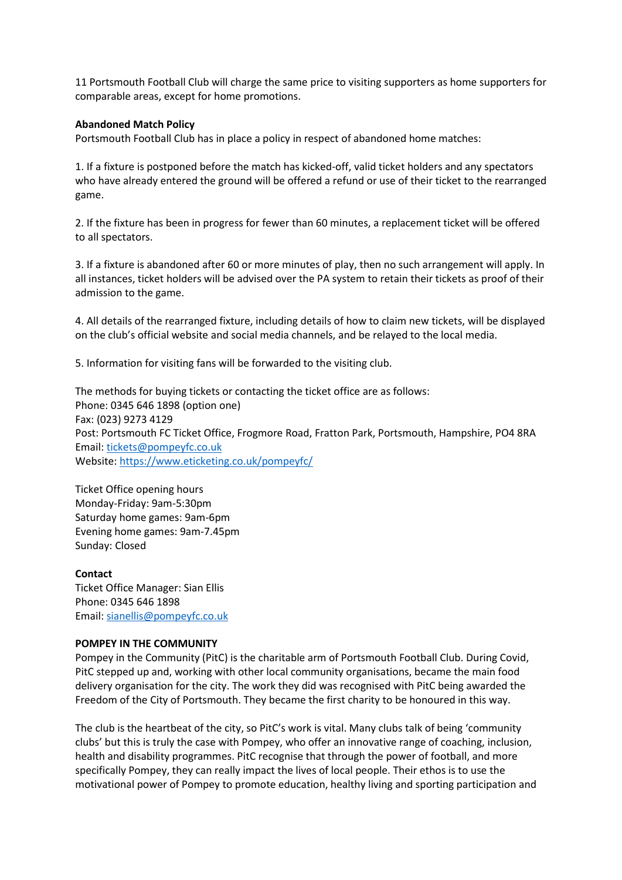11 Portsmouth Football Club will charge the same price to visiting supporters as home supporters for comparable areas, except for home promotions.

**Abandoned Match Policy**
Portsmouth Football Club has in place a policy in respect of abandoned home matches:

1. If a fixture is postponed before the match has kicked-off, valid ticket holders and any spectators who have already entered the ground will be offered a refund or use of their ticket to the rearranged game.

2. If the fixture has been in progress for fewer than 60 minutes, a replacement ticket will be offered to all spectators.

3. If a fixture is abandoned after 60 or more minutes of play, then no such arrangement will apply. In all instances, ticket holders will be advised over the PA system to retain their tickets as proof of their admission to the game.

4. All details of the rearranged fixture, including details of how to claim new tickets, will be displayed on the club's official website and social media channels, and be relayed to the local media.

5. Information for visiting fans will be forwarded to the visiting club.

The methods for buying tickets or contacting the ticket office are as follows:
Phone: 0345 646 1898 (option one)
Fax: (023) 9273 4129
Post: Portsmouth FC Ticket Office, Frogmore Road, Fratton Park, Portsmouth, Hampshire, PO4 8RA
Email: tickets@pompeyfc.co.uk
Website: https://www.eticketing.co.uk/pompeyfc/

Ticket Office opening hours
Monday-Friday: 9am-5:30pm
Saturday home games: 9am-6pm
Evening home games: 9am-7.45pm
Sunday: Closed

**Contact**
Ticket Office Manager: Sian Ellis
Phone: 0345 646 1898
Email: sianellis@pompeyfc.co.uk

**POMPEY IN THE COMMUNITY**
Pompey in the Community (PitC) is the charitable arm of Portsmouth Football Club. During Covid, PitC stepped up and, working with other local community organisations, became the main food delivery organisation for the city. The work they did was recognised with PitC being awarded the Freedom of the City of Portsmouth. They became the first charity to be honoured in this way.

The club is the heartbeat of the city, so PitC's work is vital. Many clubs talk of being 'community clubs' but this is truly the case with Pompey, who offer an innovative range of coaching, inclusion, health and disability programmes. PitC recognise that through the power of football, and more specifically Pompey, they can really impact the lives of local people. Their ethos is to use the motivational power of Pompey to promote education, healthy living and sporting participation and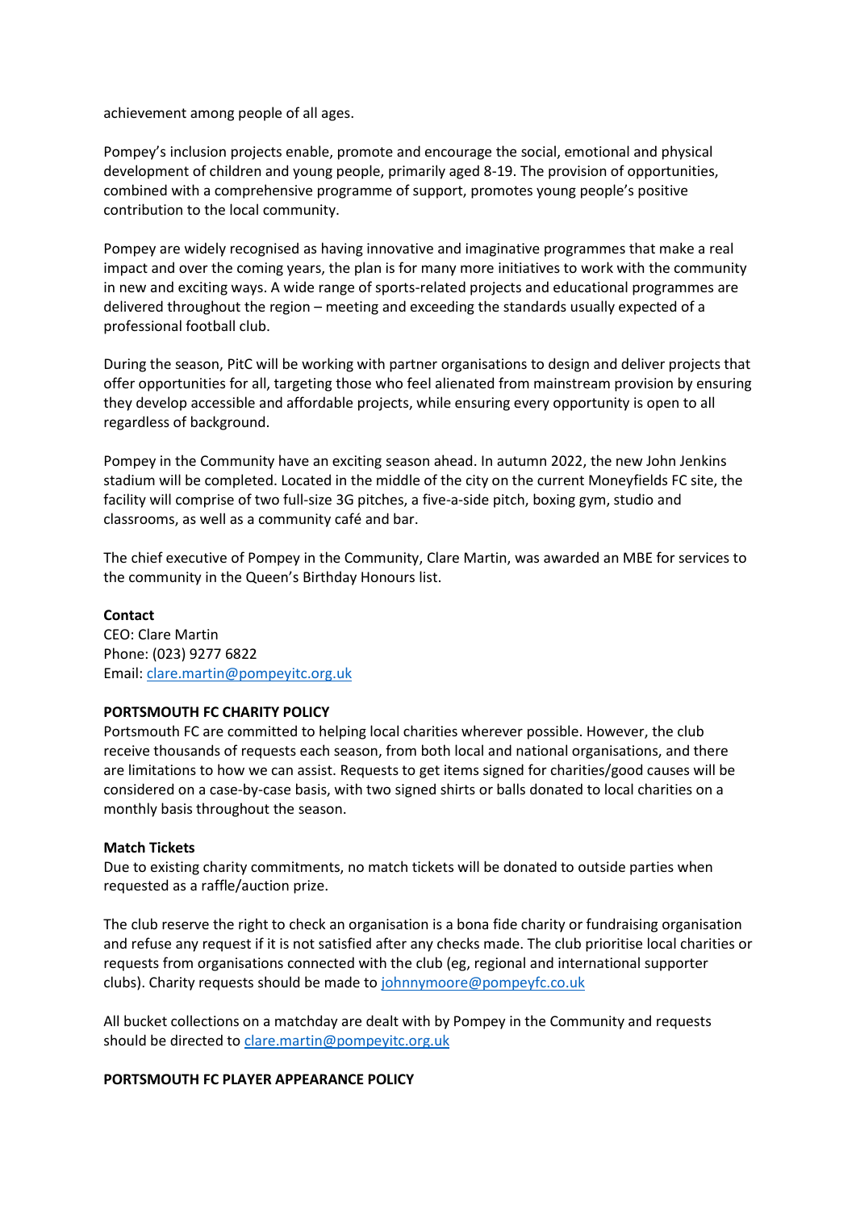achievement among people of all ages.

Pompey's inclusion projects enable, promote and encourage the social, emotional and physical development of children and young people, primarily aged 8-19. The provision of opportunities, combined with a comprehensive programme of support, promotes young people's positive contribution to the local community.

Pompey are widely recognised as having innovative and imaginative programmes that make a real impact and over the coming years, the plan is for many more initiatives to work with the community in new and exciting ways. A wide range of sports-related projects and educational programmes are delivered throughout the region – meeting and exceeding the standards usually expected of a professional football club.

During the season, PitC will be working with partner organisations to design and deliver projects that offer opportunities for all, targeting those who feel alienated from mainstream provision by ensuring they develop accessible and affordable projects, while ensuring every opportunity is open to all regardless of background.

Pompey in the Community have an exciting season ahead. In autumn 2022, the new John Jenkins stadium will be completed. Located in the middle of the city on the current Moneyfields FC site, the facility will comprise of two full-size 3G pitches, a five-a-side pitch, boxing gym, studio and classrooms, as well as a community café and bar.

The chief executive of Pompey in the Community, Clare Martin, was awarded an MBE for services to the community in the Queen's Birthday Honours list.

**Contact**
CEO: Clare Martin
Phone: (023) 9277 6822
Email: clare.martin@pompeyitc.org.uk

**PORTSMOUTH FC CHARITY POLICY**
Portsmouth FC are committed to helping local charities wherever possible. However, the club receive thousands of requests each season, from both local and national organisations, and there are limitations to how we can assist. Requests to get items signed for charities/good causes will be considered on a case-by-case basis, with two signed shirts or balls donated to local charities on a monthly basis throughout the season.

**Match Tickets**
Due to existing charity commitments, no match tickets will be donated to outside parties when requested as a raffle/auction prize.

The club reserve the right to check an organisation is a bona fide charity or fundraising organisation and refuse any request if it is not satisfied after any checks made. The club prioritise local charities or requests from organisations connected with the club (eg, regional and international supporter clubs). Charity requests should be made to johnnymoore@pompeyfc.co.uk

All bucket collections on a matchday are dealt with by Pompey in the Community and requests should be directed to clare.martin@pompeyitc.org.uk

**PORTSMOUTH FC PLAYER APPEARANCE POLICY**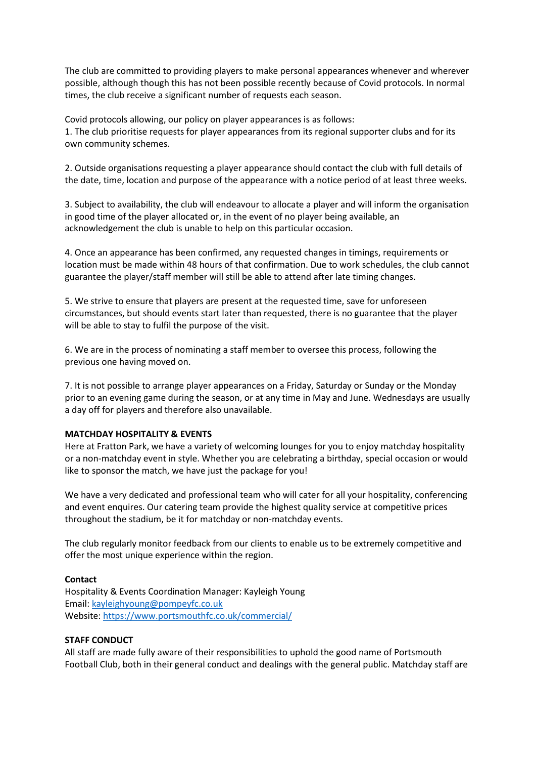The club are committed to providing players to make personal appearances whenever and wherever possible, although though this has not been possible recently because of Covid protocols. In normal times, the club receive a significant number of requests each season.

Covid protocols allowing, our policy on player appearances is as follows:
1. The club prioritise requests for player appearances from its regional supporter clubs and for its own community schemes.

2. Outside organisations requesting a player appearance should contact the club with full details of the date, time, location and purpose of the appearance with a notice period of at least three weeks.

3. Subject to availability, the club will endeavour to allocate a player and will inform the organisation in good time of the player allocated or, in the event of no player being available, an acknowledgement the club is unable to help on this particular occasion.

4. Once an appearance has been confirmed, any requested changes in timings, requirements or location must be made within 48 hours of that confirmation. Due to work schedules, the club cannot guarantee the player/staff member will still be able to attend after late timing changes.

5. We strive to ensure that players are present at the requested time, save for unforeseen circumstances, but should events start later than requested, there is no guarantee that the player will be able to stay to fulfil the purpose of the visit.

6. We are in the process of nominating a staff member to oversee this process, following the previous one having moved on.

7. It is not possible to arrange player appearances on a Friday, Saturday or Sunday or the Monday prior to an evening game during the season, or at any time in May and June. Wednesdays are usually a day off for players and therefore also unavailable.

**MATCHDAY HOSPITALITY & EVENTS**
Here at Fratton Park, we have a variety of welcoming lounges for you to enjoy matchday hospitality or a non-matchday event in style. Whether you are celebrating a birthday, special occasion or would like to sponsor the match, we have just the package for you!

We have a very dedicated and professional team who will cater for all your hospitality, conferencing and event enquires. Our catering team provide the highest quality service at competitive prices throughout the stadium, be it for matchday or non-matchday events.

The club regularly monitor feedback from our clients to enable us to be extremely competitive and offer the most unique experience within the region.

**Contact**
Hospitality & Events Coordination Manager: Kayleigh Young
Email: kayleighyoung@pompeyfc.co.uk
Website: https://www.portsmouthfc.co.uk/commercial/

**STAFF CONDUCT**
All staff are made fully aware of their responsibilities to uphold the good name of Portsmouth Football Club, both in their general conduct and dealings with the general public. Matchday staff are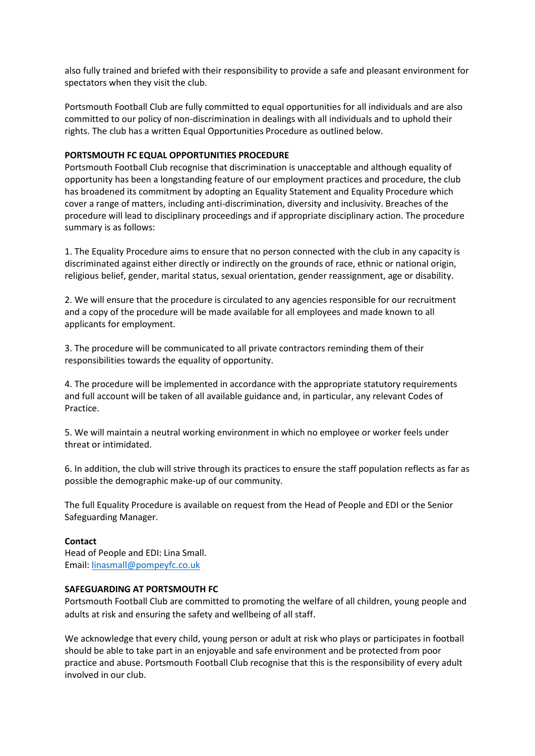also fully trained and briefed with their responsibility to provide a safe and pleasant environment for spectators when they visit the club.

Portsmouth Football Club are fully committed to equal opportunities for all individuals and are also committed to our policy of non-discrimination in dealings with all individuals and to uphold their rights. The club has a written Equal Opportunities Procedure as outlined below.

**PORTSMOUTH FC EQUAL OPPORTUNITIES PROCEDURE**

Portsmouth Football Club recognise that discrimination is unacceptable and although equality of opportunity has been a longstanding feature of our employment practices and procedure, the club has broadened its commitment by adopting an Equality Statement and Equality Procedure which cover a range of matters, including anti-discrimination, diversity and inclusivity. Breaches of the procedure will lead to disciplinary proceedings and if appropriate disciplinary action. The procedure summary is as follows:

1. The Equality Procedure aims to ensure that no person connected with the club in any capacity is discriminated against either directly or indirectly on the grounds of race, ethnic or national origin, religious belief, gender, marital status, sexual orientation, gender reassignment, age or disability.

2. We will ensure that the procedure is circulated to any agencies responsible for our recruitment and a copy of the procedure will be made available for all employees and made known to all applicants for employment.

3. The procedure will be communicated to all private contractors reminding them of their responsibilities towards the equality of opportunity.

4. The procedure will be implemented in accordance with the appropriate statutory requirements and full account will be taken of all available guidance and, in particular, any relevant Codes of Practice.

5. We will maintain a neutral working environment in which no employee or worker feels under threat or intimidated.

6. In addition, the club will strive through its practices to ensure the staff population reflects as far as possible the demographic make-up of our community.

The full Equality Procedure is available on request from the Head of People and EDI or the Senior Safeguarding Manager.

**Contact**
Head of People and EDI: Lina Small.
Email: linasmall@pompeyfc.co.uk

**SAFEGUARDING AT PORTSMOUTH FC**

Portsmouth Football Club are committed to promoting the welfare of all children, young people and adults at risk and ensuring the safety and wellbeing of all staff.

We acknowledge that every child, young person or adult at risk who plays or participates in football should be able to take part in an enjoyable and safe environment and be protected from poor practice and abuse. Portsmouth Football Club recognise that this is the responsibility of every adult involved in our club.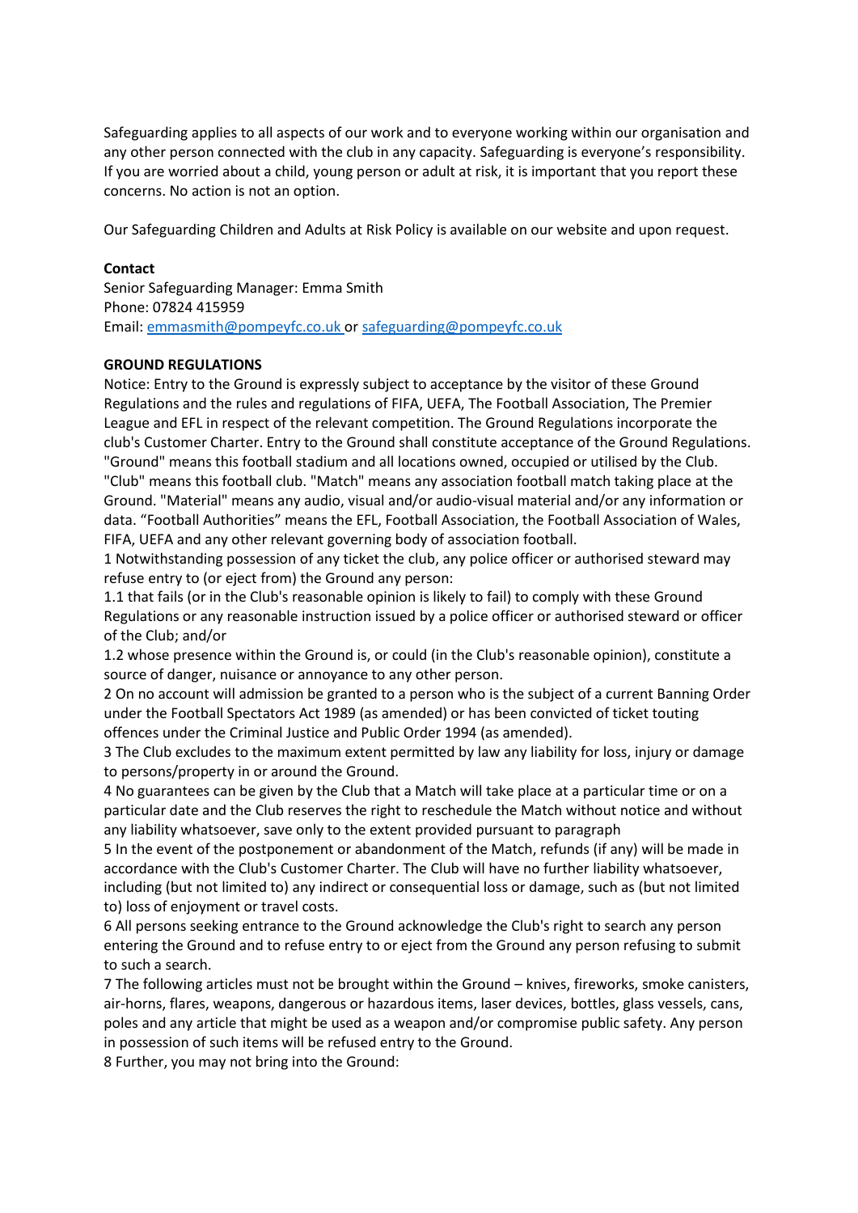Safeguarding applies to all aspects of our work and to everyone working within our organisation and any other person connected with the club in any capacity. Safeguarding is everyone's responsibility. If you are worried about a child, young person or adult at risk, it is important that you report these concerns. No action is not an option.

Our Safeguarding Children and Adults at Risk Policy is available on our website and upon request.

**Contact**
Senior Safeguarding Manager: Emma Smith
Phone: 07824 415959
Email: emmasmith@pompeyfc.co.uk or safeguarding@pompeyfc.co.uk

**GROUND REGULATIONS**

Notice: Entry to the Ground is expressly subject to acceptance by the visitor of these Ground Regulations and the rules and regulations of FIFA, UEFA, The Football Association, The Premier League and EFL in respect of the relevant competition. The Ground Regulations incorporate the club's Customer Charter. Entry to the Ground shall constitute acceptance of the Ground Regulations. "Ground" means this football stadium and all locations owned, occupied or utilised by the Club. "Club" means this football club. "Match" means any association football match taking place at the Ground. "Material" means any audio, visual and/or audio-visual material and/or any information or data. "Football Authorities" means the EFL, Football Association, the Football Association of Wales, FIFA, UEFA and any other relevant governing body of association football.

1 Notwithstanding possession of any ticket the club, any police officer or authorised steward may refuse entry to (or eject from) the Ground any person:

1.1 that fails (or in the Club's reasonable opinion is likely to fail) to comply with these Ground Regulations or any reasonable instruction issued by a police officer or authorised steward or officer of the Club; and/or

1.2 whose presence within the Ground is, or could (in the Club's reasonable opinion), constitute a source of danger, nuisance or annoyance to any other person.

2 On no account will admission be granted to a person who is the subject of a current Banning Order under the Football Spectators Act 1989 (as amended) or has been convicted of ticket touting offences under the Criminal Justice and Public Order 1994 (as amended).

3 The Club excludes to the maximum extent permitted by law any liability for loss, injury or damage to persons/property in or around the Ground.

4 No guarantees can be given by the Club that a Match will take place at a particular time or on a particular date and the Club reserves the right to reschedule the Match without notice and without any liability whatsoever, save only to the extent provided pursuant to paragraph

5 In the event of the postponement or abandonment of the Match, refunds (if any) will be made in accordance with the Club's Customer Charter. The Club will have no further liability whatsoever, including (but not limited to) any indirect or consequential loss or damage, such as (but not limited to) loss of enjoyment or travel costs.

6 All persons seeking entrance to the Ground acknowledge the Club's right to search any person entering the Ground and to refuse entry to or eject from the Ground any person refusing to submit to such a search.

7 The following articles must not be brought within the Ground – knives, fireworks, smoke canisters, air-horns, flares, weapons, dangerous or hazardous items, laser devices, bottles, glass vessels, cans, poles and any article that might be used as a weapon and/or compromise public safety. Any person in possession of such items will be refused entry to the Ground.

8 Further, you may not bring into the Ground: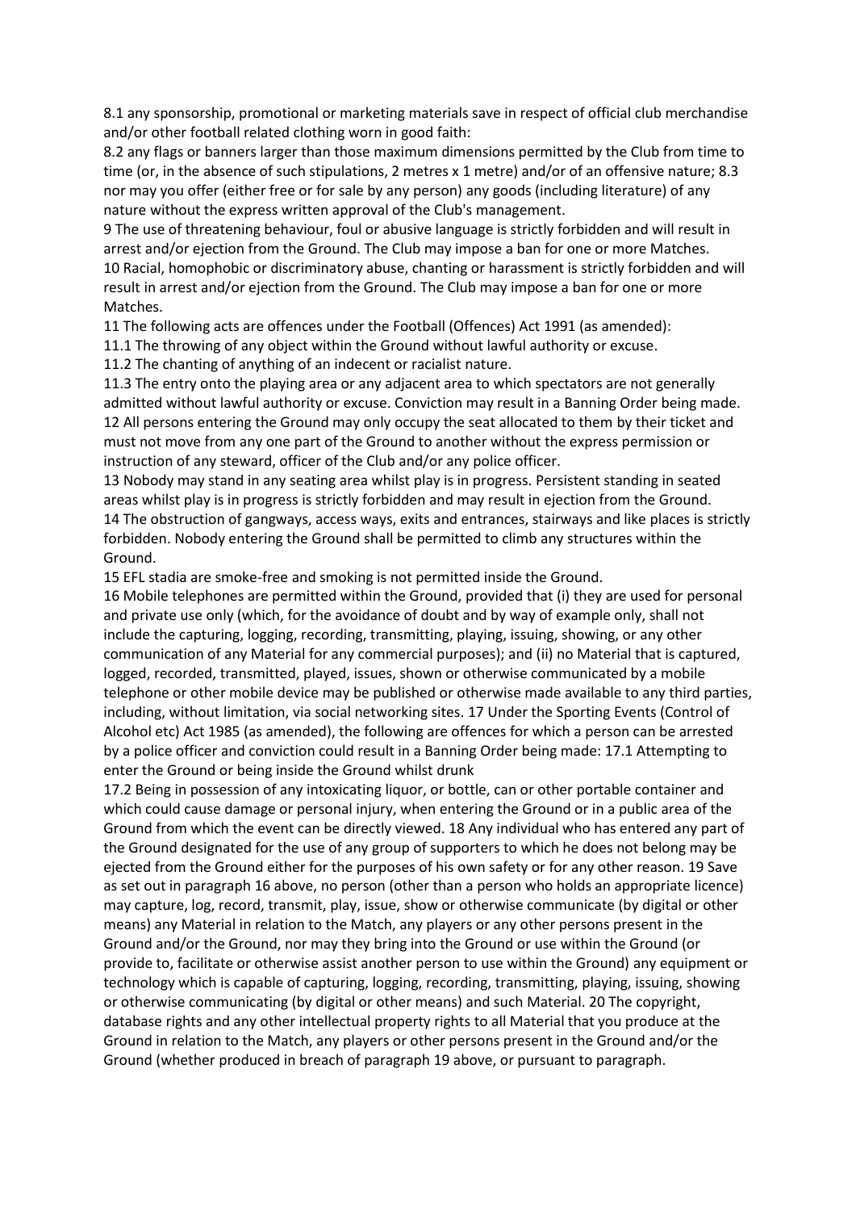8.1 any sponsorship, promotional or marketing materials save in respect of official club merchandise and/or other football related clothing worn in good faith:

8.2 any flags or banners larger than those maximum dimensions permitted by the Club from time to time (or, in the absence of such stipulations, 2 metres x 1 metre) and/or of an offensive nature; 8.3 nor may you offer (either free or for sale by any person) any goods (including literature) of any nature without the express written approval of the Club's management.

9 The use of threatening behaviour, foul or abusive language is strictly forbidden and will result in arrest and/or ejection from the Ground. The Club may impose a ban for one or more Matches.

10 Racial, homophobic or discriminatory abuse, chanting or harassment is strictly forbidden and will result in arrest and/or ejection from the Ground. The Club may impose a ban for one or more Matches.

11 The following acts are offences under the Football (Offences) Act 1991 (as amended):

11.1 The throwing of any object within the Ground without lawful authority or excuse.

11.2 The chanting of anything of an indecent or racialist nature.

11.3 The entry onto the playing area or any adjacent area to which spectators are not generally admitted without lawful authority or excuse. Conviction may result in a Banning Order being made.

12 All persons entering the Ground may only occupy the seat allocated to them by their ticket and must not move from any one part of the Ground to another without the express permission or instruction of any steward, officer of the Club and/or any police officer.

13 Nobody may stand in any seating area whilst play is in progress. Persistent standing in seated areas whilst play is in progress is strictly forbidden and may result in ejection from the Ground.

14 The obstruction of gangways, access ways, exits and entrances, stairways and like places is strictly forbidden. Nobody entering the Ground shall be permitted to climb any structures within the Ground.

15 EFL stadia are smoke-free and smoking is not permitted inside the Ground.

16 Mobile telephones are permitted within the Ground, provided that (i) they are used for personal and private use only (which, for the avoidance of doubt and by way of example only, shall not include the capturing, logging, recording, transmitting, playing, issuing, showing, or any other communication of any Material for any commercial purposes); and (ii) no Material that is captured, logged, recorded, transmitted, played, issues, shown or otherwise communicated by a mobile telephone or other mobile device may be published or otherwise made available to any third parties, including, without limitation, via social networking sites. 17 Under the Sporting Events (Control of Alcohol etc) Act 1985 (as amended), the following are offences for which a person can be arrested by a police officer and conviction could result in a Banning Order being made: 17.1 Attempting to enter the Ground or being inside the Ground whilst drunk

17.2 Being in possession of any intoxicating liquor, or bottle, can or other portable container and which could cause damage or personal injury, when entering the Ground or in a public area of the Ground from which the event can be directly viewed. 18 Any individual who has entered any part of the Ground designated for the use of any group of supporters to which he does not belong may be ejected from the Ground either for the purposes of his own safety or for any other reason. 19 Save as set out in paragraph 16 above, no person (other than a person who holds an appropriate licence) may capture, log, record, transmit, play, issue, show or otherwise communicate (by digital or other means) any Material in relation to the Match, any players or any other persons present in the Ground and/or the Ground, nor may they bring into the Ground or use within the Ground (or provide to, facilitate or otherwise assist another person to use within the Ground) any equipment or technology which is capable of capturing, logging, recording, transmitting, playing, issuing, showing or otherwise communicating (by digital or other means) and such Material. 20 The copyright, database rights and any other intellectual property rights to all Material that you produce at the Ground in relation to the Match, any players or other persons present in the Ground and/or the Ground (whether produced in breach of paragraph 19 above, or pursuant to paragraph.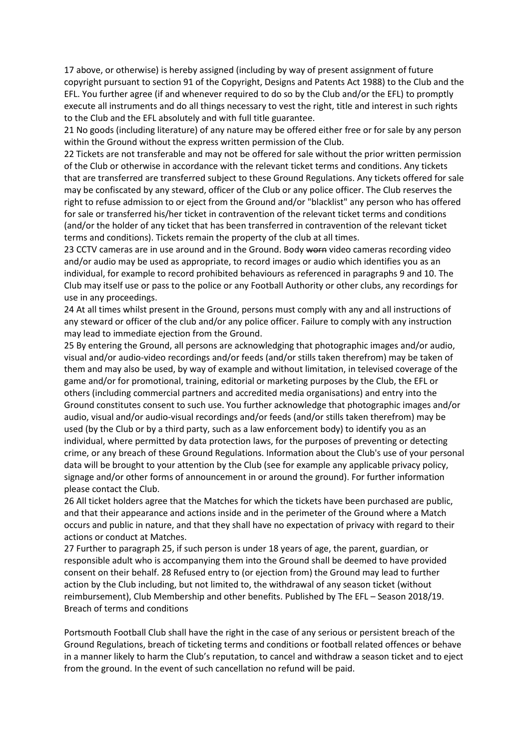17 above, or otherwise) is hereby assigned (including by way of present assignment of future copyright pursuant to section 91 of the Copyright, Designs and Patents Act 1988) to the Club and the EFL. You further agree (if and whenever required to do so by the Club and/or the EFL) to promptly execute all instruments and do all things necessary to vest the right, title and interest in such rights to the Club and the EFL absolutely and with full title guarantee.

21 No goods (including literature) of any nature may be offered either free or for sale by any person within the Ground without the express written permission of the Club.

22 Tickets are not transferable and may not be offered for sale without the prior written permission of the Club or otherwise in accordance with the relevant ticket terms and conditions. Any tickets that are transferred are transferred subject to these Ground Regulations. Any tickets offered for sale may be confiscated by any steward, officer of the Club or any police officer. The Club reserves the right to refuse admission to or eject from the Ground and/or "blacklist" any person who has offered for sale or transferred his/her ticket in contravention of the relevant ticket terms and conditions (and/or the holder of any ticket that has been transferred in contravention of the relevant ticket terms and conditions). Tickets remain the property of the club at all times.

23 CCTV cameras are in use around and in the Ground. Body ~~worn~~ video cameras recording video and/or audio may be used as appropriate, to record images or audio which identifies you as an individual, for example to record prohibited behaviours as referenced in paragraphs 9 and 10. The Club may itself use or pass to the police or any Football Authority or other clubs, any recordings for use in any proceedings.

24 At all times whilst present in the Ground, persons must comply with any and all instructions of any steward or officer of the club and/or any police officer. Failure to comply with any instruction may lead to immediate ejection from the Ground.

25 By entering the Ground, all persons are acknowledging that photographic images and/or audio, visual and/or audio-video recordings and/or feeds (and/or stills taken therefrom) may be taken of them and may also be used, by way of example and without limitation, in televised coverage of the game and/or for promotional, training, editorial or marketing purposes by the Club, the EFL or others (including commercial partners and accredited media organisations) and entry into the Ground constitutes consent to such use. You further acknowledge that photographic images and/or audio, visual and/or audio-visual recordings and/or feeds (and/or stills taken therefrom) may be used (by the Club or by a third party, such as a law enforcement body) to identify you as an individual, where permitted by data protection laws, for the purposes of preventing or detecting crime, or any breach of these Ground Regulations. Information about the Club's use of your personal data will be brought to your attention by the Club (see for example any applicable privacy policy, signage and/or other forms of announcement in or around the ground). For further information please contact the Club.

26 All ticket holders agree that the Matches for which the tickets have been purchased are public, and that their appearance and actions inside and in the perimeter of the Ground where a Match occurs and public in nature, and that they shall have no expectation of privacy with regard to their actions or conduct at Matches.

27 Further to paragraph 25, if such person is under 18 years of age, the parent, guardian, or responsible adult who is accompanying them into the Ground shall be deemed to have provided consent on their behalf. 28 Refused entry to (or ejection from) the Ground may lead to further action by the Club including, but not limited to, the withdrawal of any season ticket (without reimbursement), Club Membership and other benefits. Published by The EFL – Season 2018/19.
Breach of terms and conditions

Portsmouth Football Club shall have the right in the case of any serious or persistent breach of the Ground Regulations, breach of ticketing terms and conditions or football related offences or behave in a manner likely to harm the Club's reputation, to cancel and withdraw a season ticket and to eject from the ground. In the event of such cancellation no refund will be paid.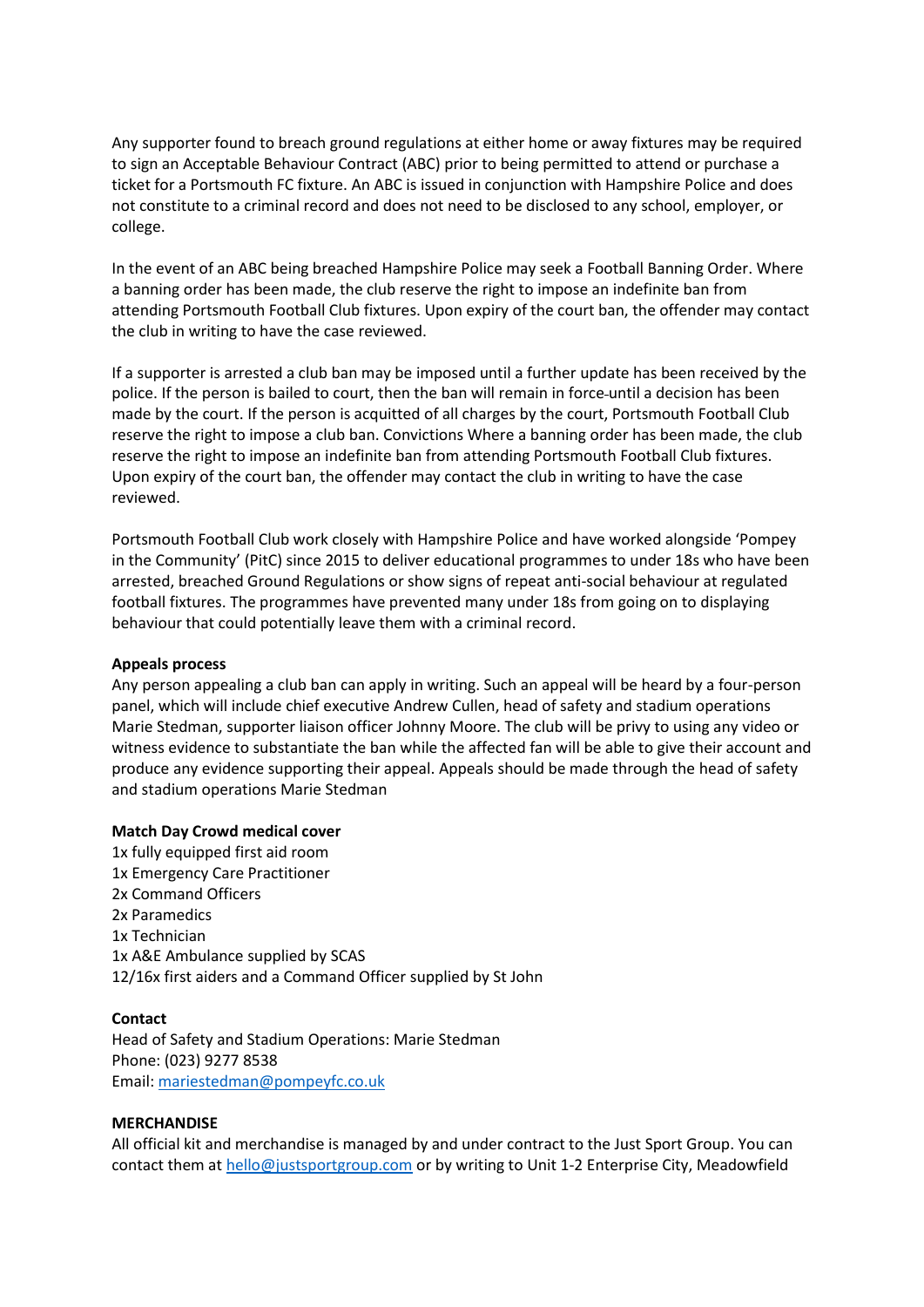Any supporter found to breach ground regulations at either home or away fixtures may be required to sign an Acceptable Behaviour Contract (ABC) prior to being permitted to attend or purchase a ticket for a Portsmouth FC fixture. An ABC is issued in conjunction with Hampshire Police and does not constitute to a criminal record and does not need to be disclosed to any school, employer, or college.

In the event of an ABC being breached Hampshire Police may seek a Football Banning Order. Where a banning order has been made, the club reserve the right to impose an indefinite ban from attending Portsmouth Football Club fixtures. Upon expiry of the court ban, the offender may contact the club in writing to have the case reviewed.

If a supporter is arrested a club ban may be imposed until a further update has been received by the police. If the person is bailed to court, then the ban will remain in force until a decision has been made by the court. If the person is acquitted of all charges by the court, Portsmouth Football Club reserve the right to impose a club ban. Convictions Where a banning order has been made, the club reserve the right to impose an indefinite ban from attending Portsmouth Football Club fixtures. Upon expiry of the court ban, the offender may contact the club in writing to have the case reviewed.

Portsmouth Football Club work closely with Hampshire Police and have worked alongside 'Pompey in the Community' (PitC) since 2015 to deliver educational programmes to under 18s who have been arrested, breached Ground Regulations or show signs of repeat anti-social behaviour at regulated football fixtures. The programmes have prevented many under 18s from going on to displaying behaviour that could potentially leave them with a criminal record.

**Appeals process**
Any person appealing a club ban can apply in writing. Such an appeal will be heard by a four-person panel, which will include chief executive Andrew Cullen, head of safety and stadium operations Marie Stedman, supporter liaison officer Johnny Moore. The club will be privy to using any video or witness evidence to substantiate the ban while the affected fan will be able to give their account and produce any evidence supporting their appeal. Appeals should be made through the head of safety and stadium operations Marie Stedman

**Match Day Crowd medical cover**
1x fully equipped first aid room
1x Emergency Care Practitioner
2x Command Officers
2x Paramedics
1x Technician
1x A&E Ambulance supplied by SCAS
12/16x first aiders and a Command Officer supplied by St John

**Contact**
Head of Safety and Stadium Operations: Marie Stedman
Phone: (023) 9277 8538
Email: mariestedman@pompeyfc.co.uk

**MERCHANDISE**
All official kit and merchandise is managed by and under contract to the Just Sport Group. You can contact them at hello@justsportgroup.com or by writing to Unit 1-2 Enterprise City, Meadowfield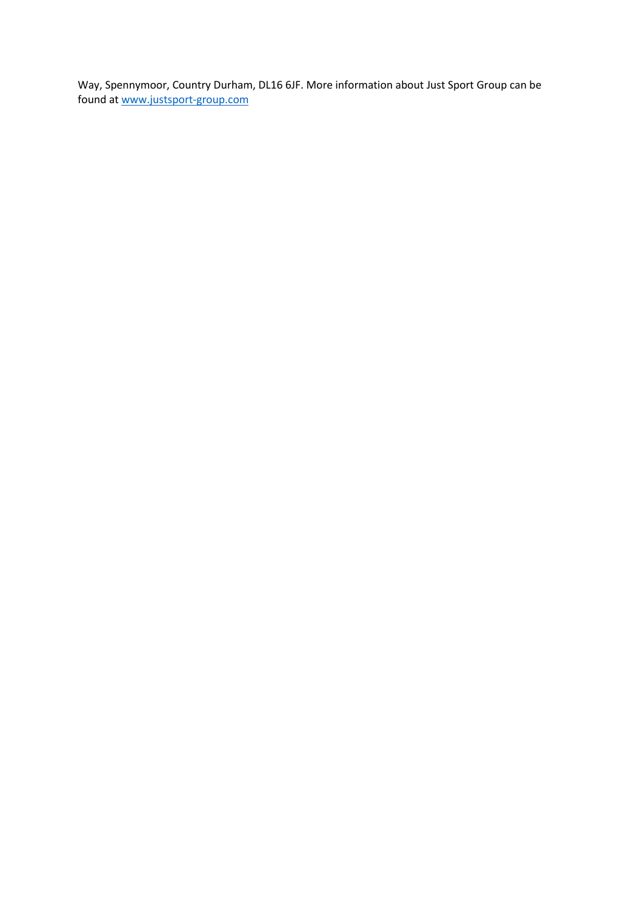Way, Spennymoor, Country Durham, DL16 6JF. More information about Just Sport Group can be found at [www.justsport-group.com](http://www.justsport-group.com)